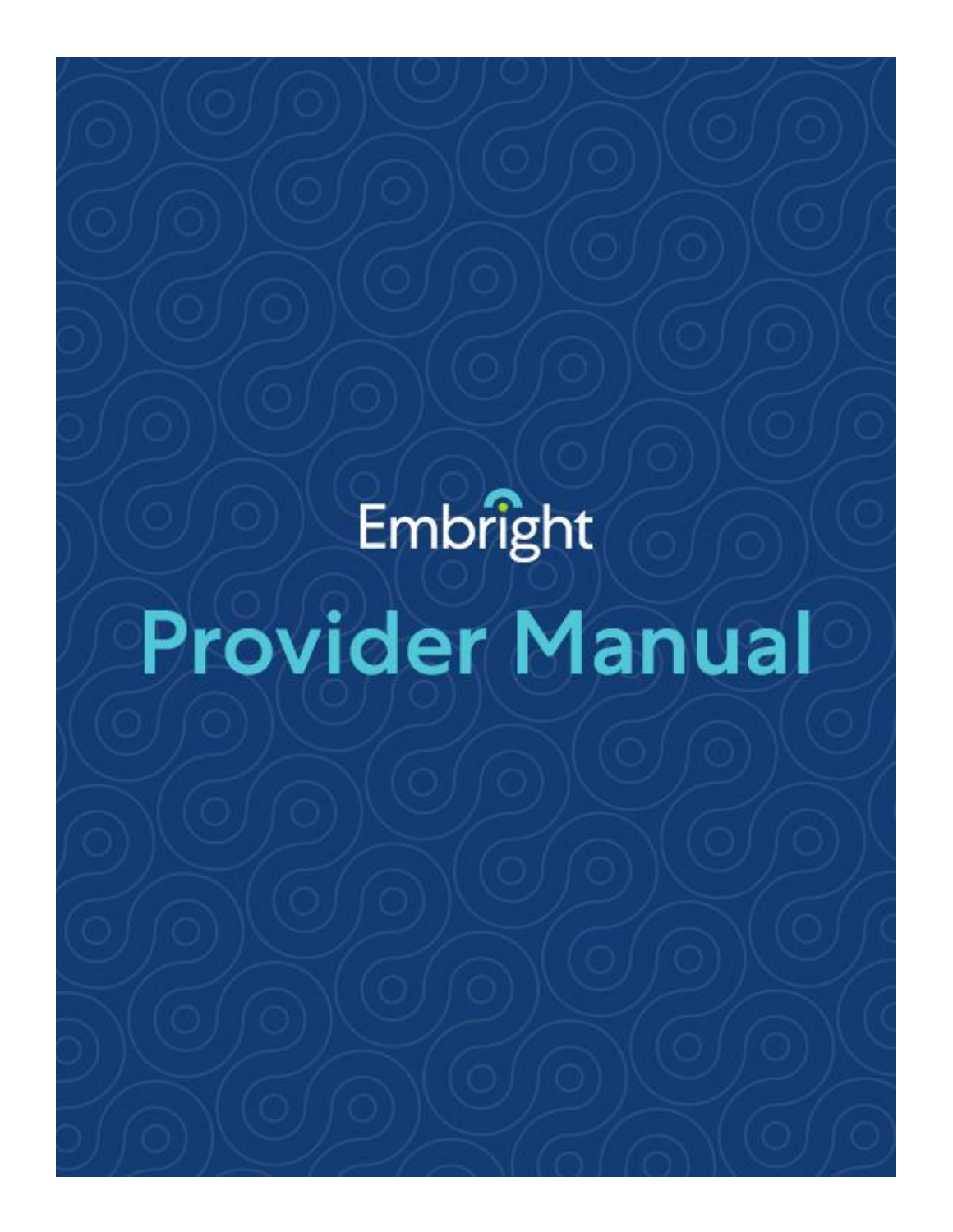Embright

# Provider Manual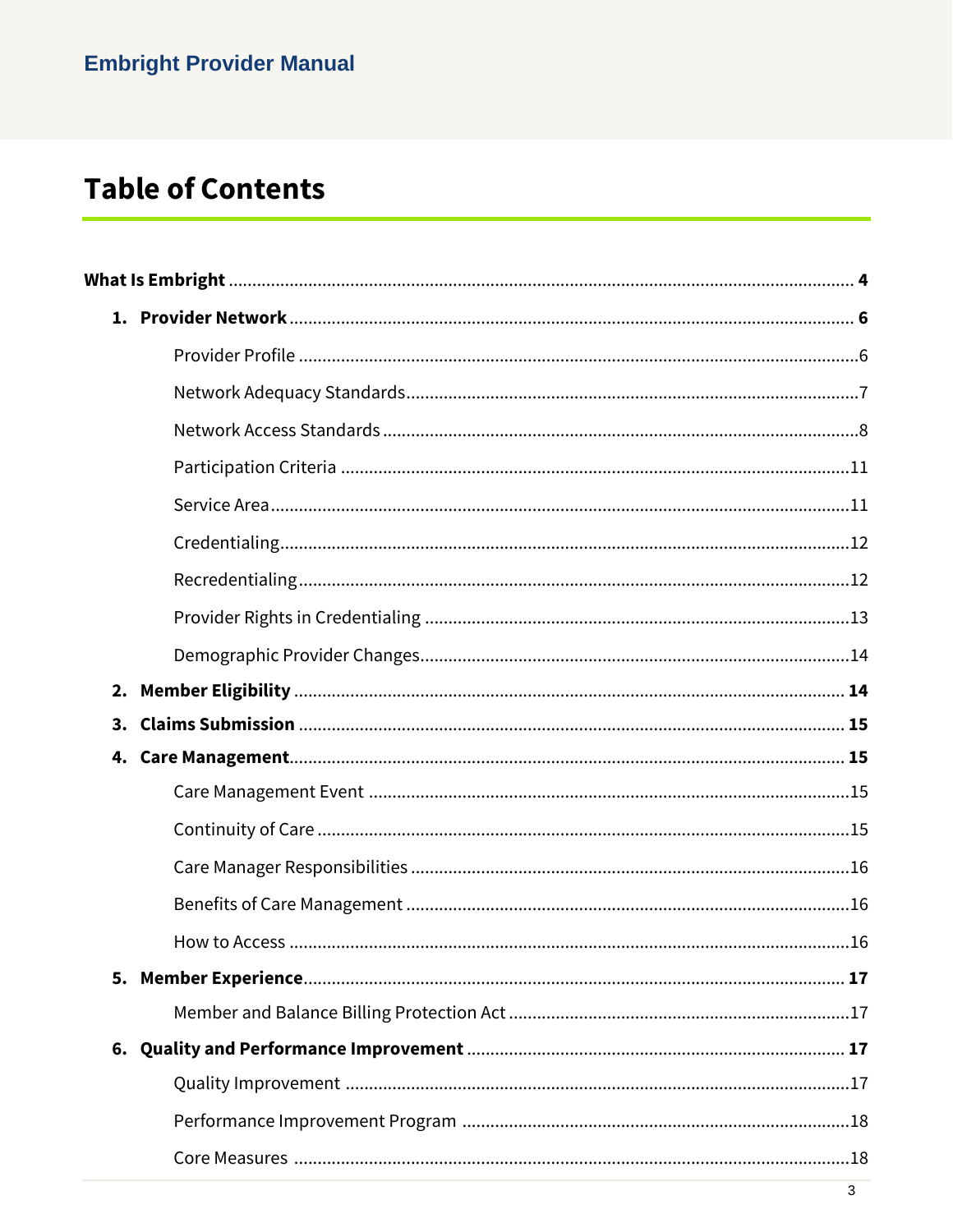# Table of Contents

**What Is Embright** .................................................. **4**

1. **Provider Network** .................................................. **6**
   - Provider Profile .................................................. 6
   - Network Adequacy Standards .................................................. 7
   - Network Access Standards .................................................. 8
   - Participation Criteria .................................................. 11
   - Service Area .................................................. 11
   - Credentialing .................................................. 12
   - Recredentialing .................................................. 12
   - Provider Rights in Credentialing .................................................. 13
   - Demographic Provider Changes .................................................. 14
2. **Member Eligibility** .................................................. **14**
3. **Claims Submission** .................................................. **15**
4. **Care Management** .................................................. **15**
   - Care Management Event .................................................. 15
   - Continuity of Care .................................................. 15
   - Care Manager Responsibilities .................................................. 16
   - Benefits of Care Management .................................................. 16
   - How to Access .................................................. 16
5. **Member Experience** .................................................. **17**
   - Member and Balance Billing Protection Act .................................................. 17
6. **Quality and Performance Improvement** .................................................. **17**
   - Quality Improvement .................................................. 17
   - Performance Improvement Program .................................................. 18
   - Core Measures .................................................. 18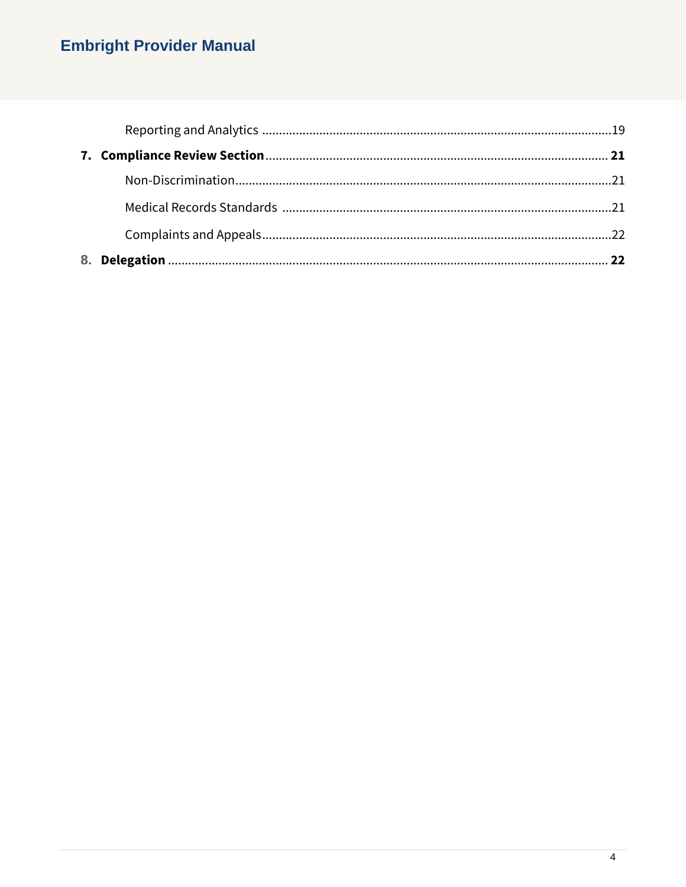Reporting and Analytics ........................................................................................................19

**7. Compliance Review Section** ........................................................................................................ **21**

Non-Discrimination........................................................................................................21

Medical Records Standards ........................................................................................................21

Complaints and Appeals........................................................................................................22

**8. Delegation** ........................................................................................................ **22**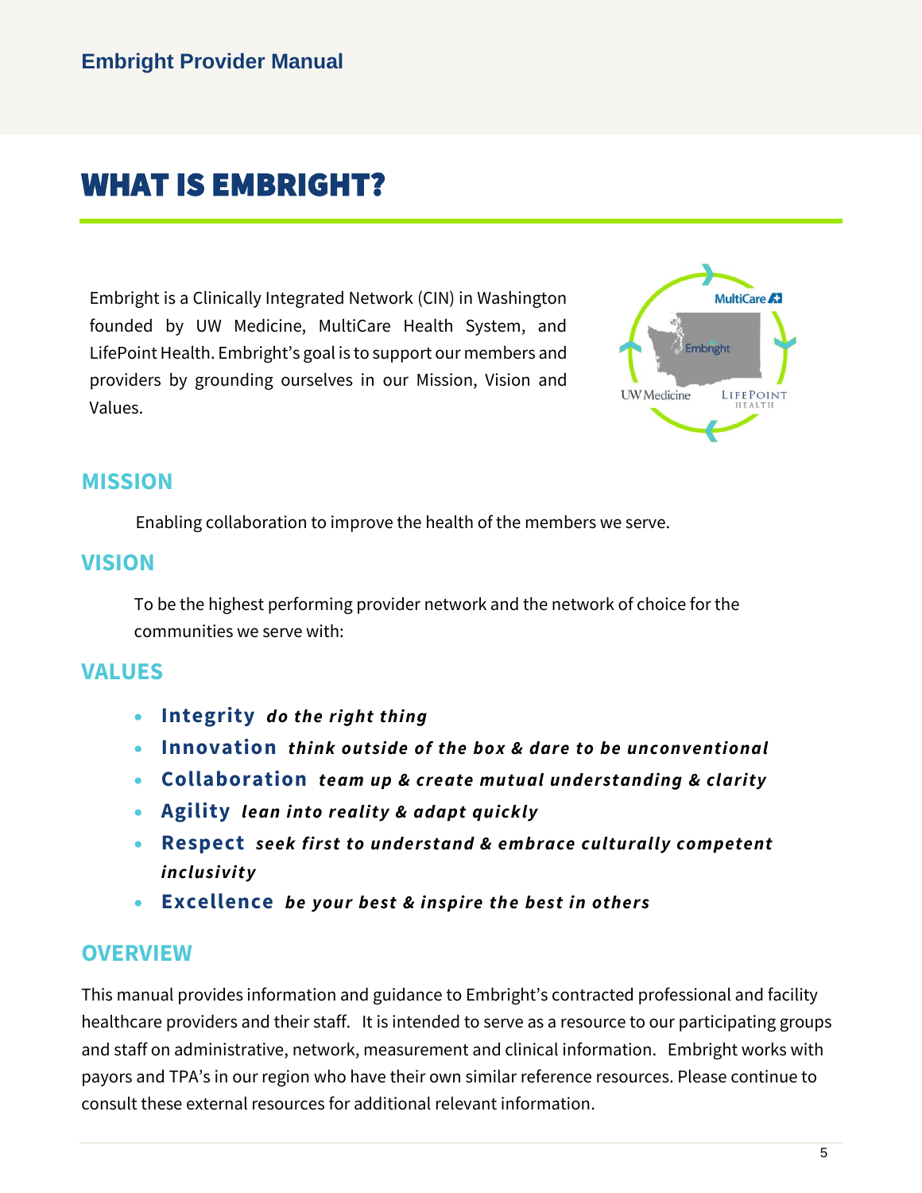# WHAT IS EMBRIGHT?

Embright is a Clinically Integrated Network (CIN) in Washington founded by UW Medicine, MultiCare Health System, and LifePoint Health. Embright's goal is to support our members and providers by grounding ourselves in our Mission, Vision and Values.

## MISSION

Enabling collaboration to improve the health of the members we serve.

## VISION

To be the highest performing provider network and the network of choice for the communities we serve with:

## VALUES

- **Integrity** ***do the right thing***
- **Innovation** ***think outside of the box & dare to be unconventional***
- **Collaboration** ***team up & create mutual understanding & clarity***
- **Agility** ***lean into reality & adapt quickly***
- **Respect** ***seek first to understand & embrace culturally competent inclusivity***
- **Excellence** ***be your best & inspire the best in others***

## OVERVIEW

This manual provides information and guidance to Embright's contracted professional and facility healthcare providers and their staff. It is intended to serve as a resource to our participating groups and staff on administrative, network, measurement and clinical information. Embright works with payors and TPA's in our region who have their own similar reference resources. Please continue to consult these external resources for additional relevant information.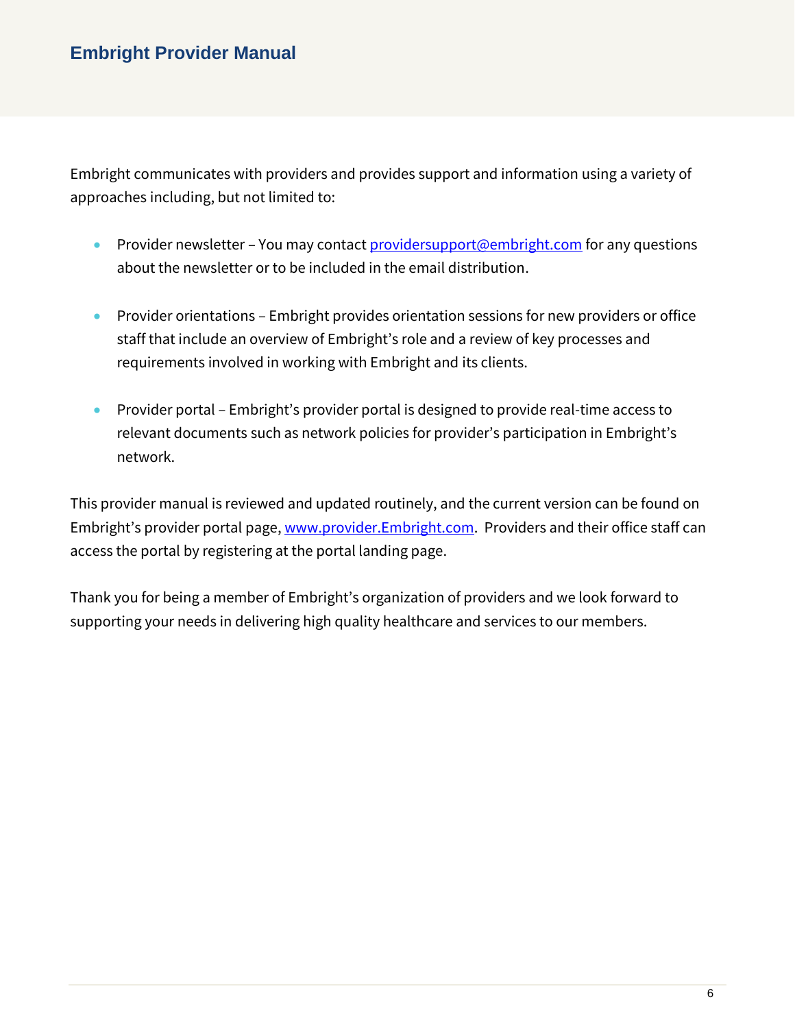Embright communicates with providers and provides support and information using a variety of approaches including, but not limited to:

- Provider newsletter – You may contact providersupport@embright.com for any questions about the newsletter or to be included in the email distribution.

- Provider orientations – Embright provides orientation sessions for new providers or office staff that include an overview of Embright's role and a review of key processes and requirements involved in working with Embright and its clients.

- Provider portal – Embright's provider portal is designed to provide real-time access to relevant documents such as network policies for provider's participation in Embright's network.

This provider manual is reviewed and updated routinely, and the current version can be found on Embright's provider portal page, www.provider.Embright.com. Providers and their office staff can access the portal by registering at the portal landing page.

Thank you for being a member of Embright's organization of providers and we look forward to supporting your needs in delivering high quality healthcare and services to our members.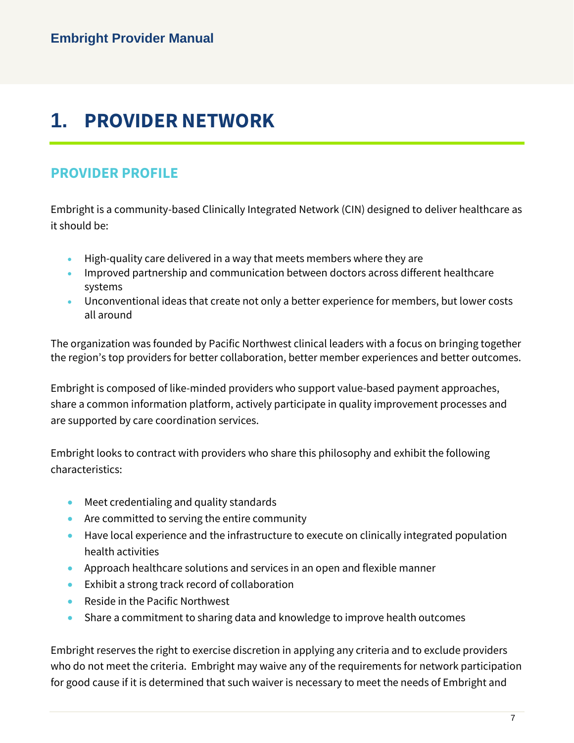# 1. PROVIDER NETWORK

## PROVIDER PROFILE

Embright is a community-based Clinically Integrated Network (CIN) designed to deliver healthcare as it should be:

- High-quality care delivered in a way that meets members where they are
- Improved partnership and communication between doctors across different healthcare systems
- Unconventional ideas that create not only a better experience for members, but lower costs all around

The organization was founded by Pacific Northwest clinical leaders with a focus on bringing together the region's top providers for better collaboration, better member experiences and better outcomes.

Embright is composed of like-minded providers who support value-based payment approaches, share a common information platform, actively participate in quality improvement processes and are supported by care coordination services.

Embright looks to contract with providers who share this philosophy and exhibit the following characteristics:

- Meet credentialing and quality standards
- Are committed to serving the entire community
- Have local experience and the infrastructure to execute on clinically integrated population health activities
- Approach healthcare solutions and services in an open and flexible manner
- Exhibit a strong track record of collaboration
- Reside in the Pacific Northwest
- Share a commitment to sharing data and knowledge to improve health outcomes

Embright reserves the right to exercise discretion in applying any criteria and to exclude providers who do not meet the criteria. Embright may waive any of the requirements for network participation for good cause if it is determined that such waiver is necessary to meet the needs of Embright and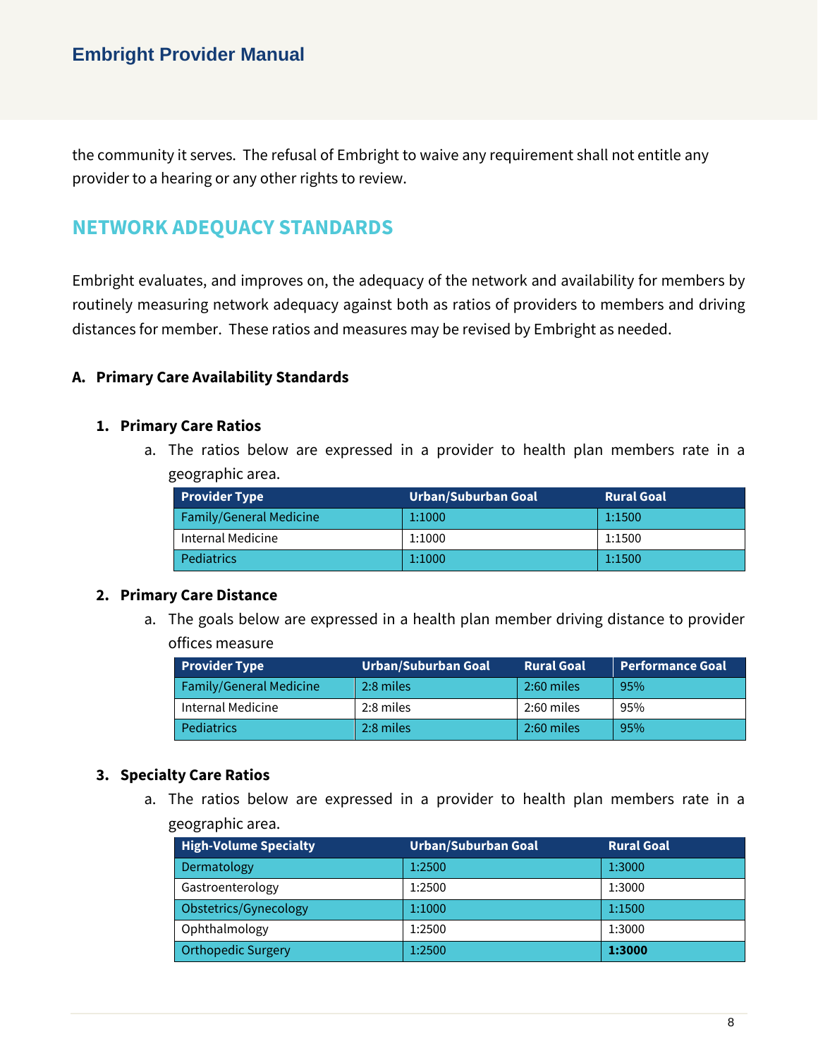the community it serves. The refusal of Embright to waive any requirement shall not entitle any provider to a hearing or any other rights to review.

## NETWORK ADEQUACY STANDARDS

Embright evaluates, and improves on, the adequacy of the network and availability for members by routinely measuring network adequacy against both as ratios of providers to members and driving distances for member. These ratios and measures may be revised by Embright as needed.

### A. Primary Care Availability Standards

#### 1. Primary Care Ratios

a. The ratios below are expressed in a provider to health plan members rate in a geographic area.

| Provider Type | Urban/Suburban Goal | Rural Goal |
|---|---|---|
| Family/General Medicine | 1:1000 | 1:1500 |
| Internal Medicine | 1:1000 | 1:1500 |
| Pediatrics | 1:1000 | 1:1500 |

#### 2. Primary Care Distance

a. The goals below are expressed in a health plan member driving distance to provider offices measure

| Provider Type | Urban/Suburban Goal | Rural Goal | Performance Goal |
|---|---|---|---|
| Family/General Medicine | 2:8 miles | 2:60 miles | 95% |
| Internal Medicine | 2:8 miles | 2:60 miles | 95% |
| Pediatrics | 2:8 miles | 2:60 miles | 95% |

#### 3. Specialty Care Ratios

a. The ratios below are expressed in a provider to health plan members rate in a geographic area.

| High-Volume Specialty | Urban/Suburban Goal | Rural Goal |
|---|---|---|
| Dermatology | 1:2500 | 1:3000 |
| Gastroenterology | 1:2500 | 1:3000 |
| Obstetrics/Gynecology | 1:1000 | 1:1500 |
| Ophthalmology | 1:2500 | 1:3000 |
| Orthopedic Surgery | 1:2500 | **1:3000** |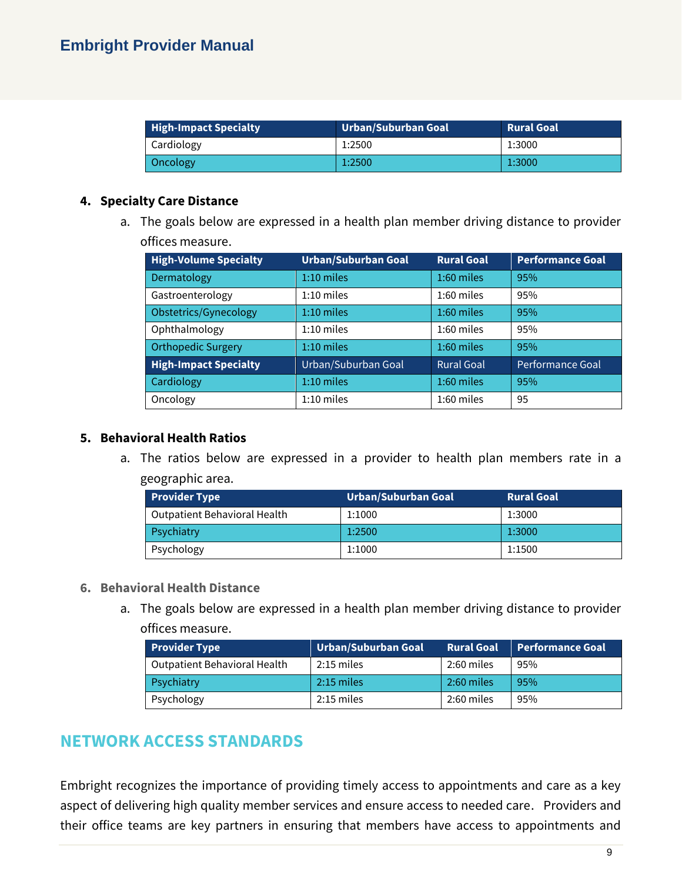| High-Impact Specialty | Urban/Suburban Goal | Rural Goal |
|---|---|---|
| Cardiology | 1:2500 | 1:3000 |
| Oncology | 1:2500 | 1:3000 |

4. **Specialty Care Distance**

   a. The goals below are expressed in a health plan member driving distance to provider offices measure.

| High-Volume Specialty | Urban/Suburban Goal | Rural Goal | Performance Goal |
|---|---|---|---|
| Dermatology | 1:10 miles | 1:60 miles | 95% |
| Gastroenterology | 1:10 miles | 1:60 miles | 95% |
| Obstetrics/Gynecology | 1:10 miles | 1:60 miles | 95% |
| Ophthalmology | 1:10 miles | 1:60 miles | 95% |
| Orthopedic Surgery | 1:10 miles | 1:60 miles | 95% |
| **High-Impact Specialty** | Urban/Suburban Goal | Rural Goal | Performance Goal |
| Cardiology | 1:10 miles | 1:60 miles | 95% |
| Oncology | 1:10 miles | 1:60 miles | 95 |

5. **Behavioral Health Ratios**

   a. The ratios below are expressed in a provider to health plan members rate in a geographic area.

| Provider Type | Urban/Suburban Goal | Rural Goal |
|---|---|---|
| Outpatient Behavioral Health | 1:1000 | 1:3000 |
| Psychiatry | 1:2500 | 1:3000 |
| Psychology | 1:1000 | 1:1500 |

6. **Behavioral Health Distance**

   a. The goals below are expressed in a health plan member driving distance to provider offices measure.

| Provider Type | Urban/Suburban Goal | Rural Goal | Performance Goal |
|---|---|---|---|
| Outpatient Behavioral Health | 2:15 miles | 2:60 miles | 95% |
| Psychiatry | 2:15 miles | 2:60 miles | 95% |
| Psychology | 2:15 miles | 2:60 miles | 95% |

## NETWORK ACCESS STANDARDS

Embright recognizes the importance of providing timely access to appointments and care as a key aspect of delivering high quality member services and ensure access to needed care. Providers and their office teams are key partners in ensuring that members have access to appointments and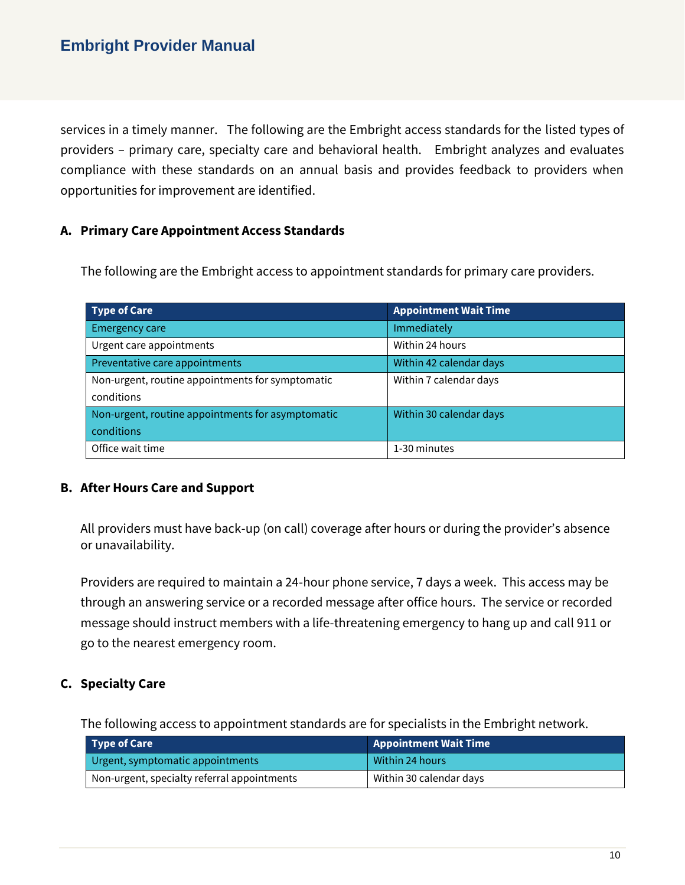services in a timely manner. The following are the Embright access standards for the listed types of providers – primary care, specialty care and behavioral health. Embright analyzes and evaluates compliance with these standards on an annual basis and provides feedback to providers when opportunities for improvement are identified.

### A. Primary Care Appointment Access Standards

The following are the Embright access to appointment standards for primary care providers.

| Type of Care | Appointment Wait Time |
|---|---|
| Emergency care | Immediately |
| Urgent care appointments | Within 24 hours |
| Preventative care appointments | Within 42 calendar days |
| Non-urgent, routine appointments for symptomatic conditions | Within 7 calendar days |
| Non-urgent, routine appointments for asymptomatic conditions | Within 30 calendar days |
| Office wait time | 1-30 minutes |

### B. After Hours Care and Support

All providers must have back-up (on call) coverage after hours or during the provider's absence or unavailability.

Providers are required to maintain a 24-hour phone service, 7 days a week. This access may be through an answering service or a recorded message after office hours. The service or recorded message should instruct members with a life-threatening emergency to hang up and call 911 or go to the nearest emergency room.

### C. Specialty Care

The following access to appointment standards are for specialists in the Embright network.

| Type of Care | Appointment Wait Time |
|---|---|
| Urgent, symptomatic appointments | Within 24 hours |
| Non-urgent, specialty referral appointments | Within 30 calendar days |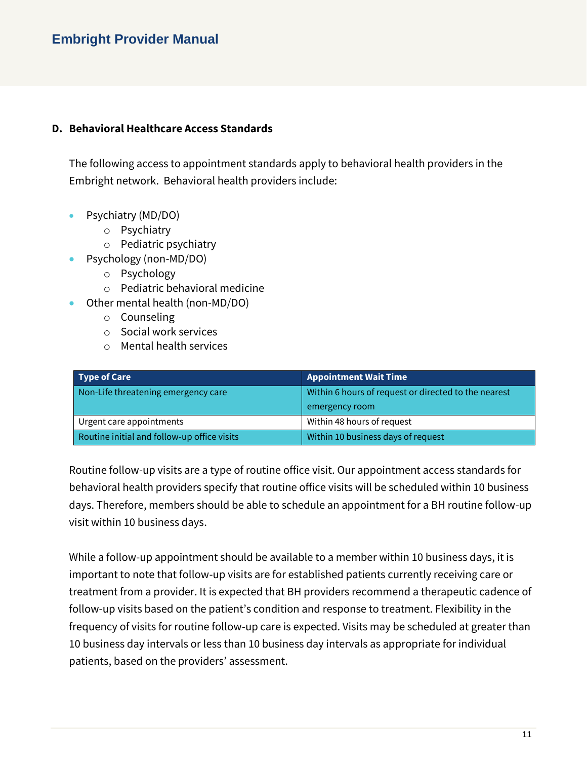### D. Behavioral Healthcare Access Standards

The following access to appointment standards apply to behavioral health providers in the Embright network. Behavioral health providers include:

- Psychiatry (MD/DO)
  - Psychiatry
  - Pediatric psychiatry
- Psychology (non-MD/DO)
  - Psychology
  - Pediatric behavioral medicine
- Other mental health (non-MD/DO)
  - Counseling
  - Social work services
  - Mental health services

| Type of Care | Appointment Wait Time |
|---|---|
| Non-Life threatening emergency care | Within 6 hours of request or directed to the nearest emergency room |
| Urgent care appointments | Within 48 hours of request |
| Routine initial and follow-up office visits | Within 10 business days of request |

Routine follow-up visits are a type of routine office visit. Our appointment access standards for behavioral health providers specify that routine office visits will be scheduled within 10 business days. Therefore, members should be able to schedule an appointment for a BH routine follow-up visit within 10 business days.

While a follow-up appointment should be available to a member within 10 business days, it is important to note that follow-up visits are for established patients currently receiving care or treatment from a provider. It is expected that BH providers recommend a therapeutic cadence of follow-up visits based on the patient's condition and response to treatment. Flexibility in the frequency of visits for routine follow-up care is expected. Visits may be scheduled at greater than 10 business day intervals or less than 10 business day intervals as appropriate for individual patients, based on the providers' assessment.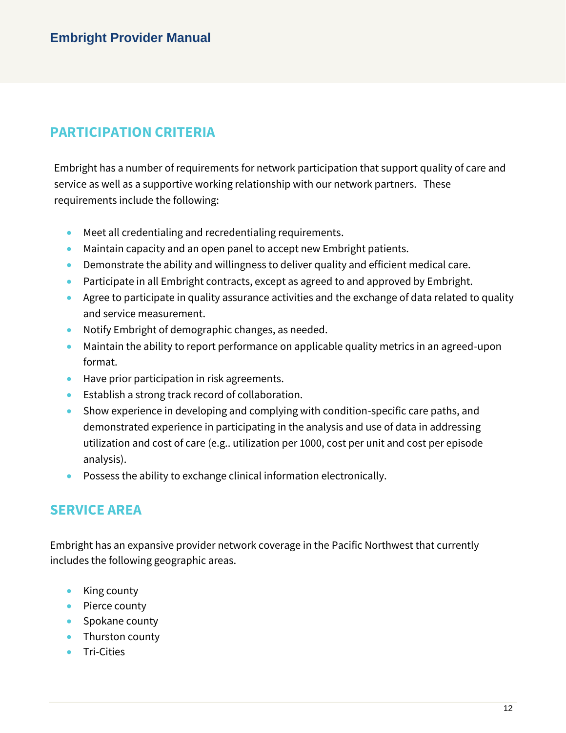## PARTICIPATION CRITERIA

Embright has a number of requirements for network participation that support quality of care and service as well as a supportive working relationship with our network partners. These requirements include the following:

- Meet all credentialing and recredentialing requirements.
- Maintain capacity and an open panel to accept new Embright patients.
- Demonstrate the ability and willingness to deliver quality and efficient medical care.
- Participate in all Embright contracts, except as agreed to and approved by Embright.
- Agree to participate in quality assurance activities and the exchange of data related to quality and service measurement.
- Notify Embright of demographic changes, as needed.
- Maintain the ability to report performance on applicable quality metrics in an agreed-upon format.
- Have prior participation in risk agreements.
- Establish a strong track record of collaboration.
- Show experience in developing and complying with condition-specific care paths, and demonstrated experience in participating in the analysis and use of data in addressing utilization and cost of care (e.g.. utilization per 1000, cost per unit and cost per episode analysis).
- Possess the ability to exchange clinical information electronically.

## SERVICE AREA

Embright has an expansive provider network coverage in the Pacific Northwest that currently includes the following geographic areas.

- King county
- Pierce county
- Spokane county
- Thurston county
- Tri-Cities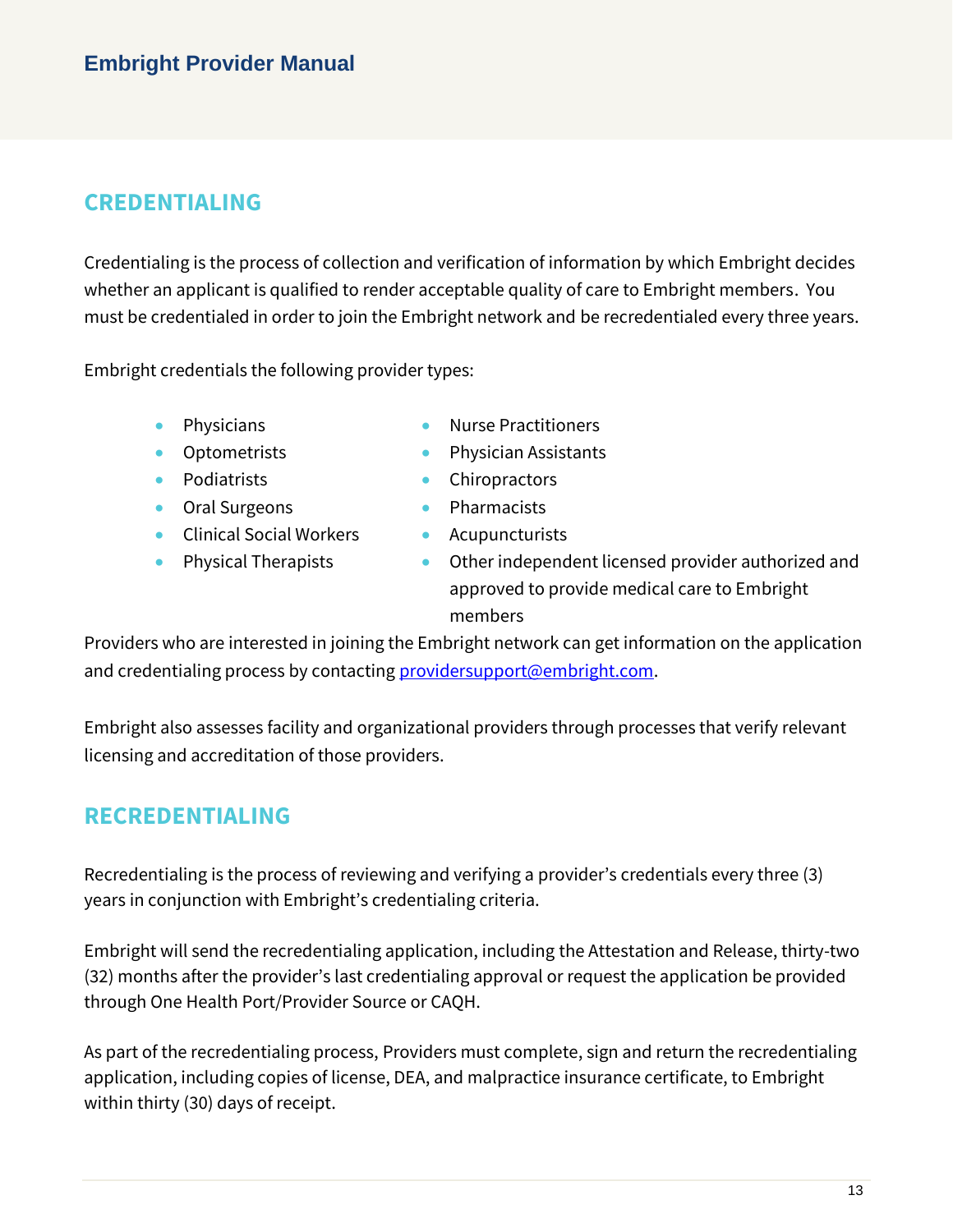## CREDENTIALING

Credentialing is the process of collection and verification of information by which Embright decides whether an applicant is qualified to render acceptable quality of care to Embright members.  You must be credentialed in order to join the Embright network and be recredentialed every three years.

Embright credentials the following provider types:

- Physicians
- Optometrists
- Podiatrists
- Oral Surgeons
- Clinical Social Workers
- Physical Therapists
- Nurse Practitioners
- Physician Assistants
- Chiropractors
- Pharmacists
- Acupuncturists
- Other independent licensed provider authorized and approved to provide medical care to Embright members

Providers who are interested in joining the Embright network can get information on the application and credentialing process by contacting providersupport@embright.com.

Embright also assesses facility and organizational providers through processes that verify relevant licensing and accreditation of those providers.

## RECREDENTIALING

Recredentialing is the process of reviewing and verifying a provider's credentials every three (3) years in conjunction with Embright's credentialing criteria.

Embright will send the recredentialing application, including the Attestation and Release, thirty-two (32) months after the provider's last credentialing approval or request the application be provided through One Health Port/Provider Source or CAQH.

As part of the recredentialing process, Providers must complete, sign and return the recredentialing application, including copies of license, DEA, and malpractice insurance certificate, to Embright within thirty (30) days of receipt.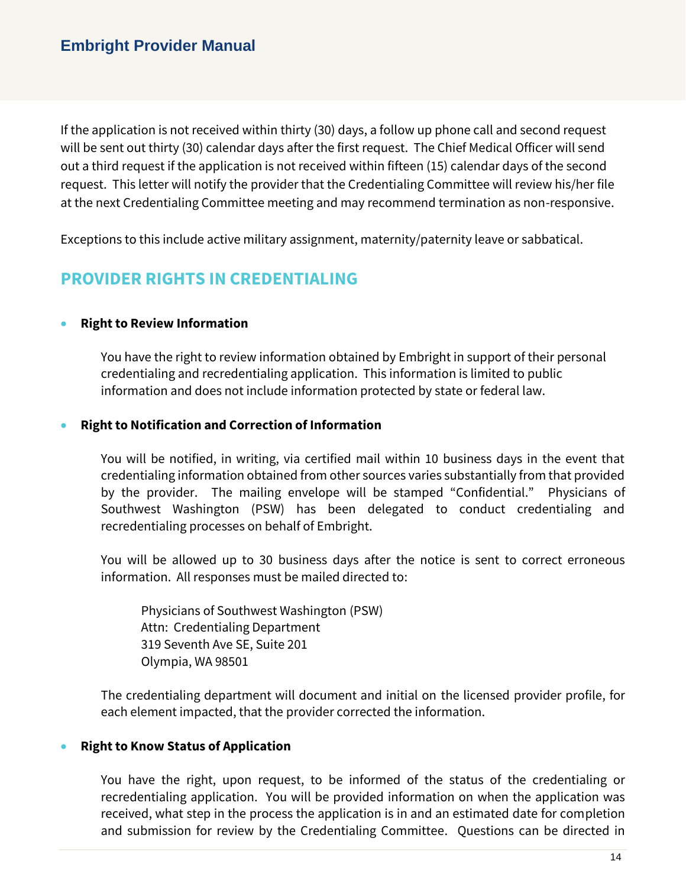If the application is not received within thirty (30) days, a follow up phone call and second request will be sent out thirty (30) calendar days after the first request. The Chief Medical Officer will send out a third request if the application is not received within fifteen (15) calendar days of the second request. This letter will notify the provider that the Credentialing Committee will review his/her file at the next Credentialing Committee meeting and may recommend termination as non-responsive.

Exceptions to this include active military assignment, maternity/paternity leave or sabbatical.

## PROVIDER RIGHTS IN CREDENTIALING

- **Right to Review Information**

  You have the right to review information obtained by Embright in support of their personal credentialing and recredentialing application. This information is limited to public information and does not include information protected by state or federal law.

- **Right to Notification and Correction of Information**

  You will be notified, in writing, via certified mail within 10 business days in the event that credentialing information obtained from other sources varies substantially from that provided by the provider. The mailing envelope will be stamped "Confidential." Physicians of Southwest Washington (PSW) has been delegated to conduct credentialing and recredentialing processes on behalf of Embright.

  You will be allowed up to 30 business days after the notice is sent to correct erroneous information. All responses must be mailed directed to:

  > Physicians of Southwest Washington (PSW)
  > Attn: Credentialing Department
  > 319 Seventh Ave SE, Suite 201
  > Olympia, WA 98501

  The credentialing department will document and initial on the licensed provider profile, for each element impacted, that the provider corrected the information.

- **Right to Know Status of Application**

  You have the right, upon request, to be informed of the status of the credentialing or recredentialing application. You will be provided information on when the application was received, what step in the process the application is in and an estimated date for completion and submission for review by the Credentialing Committee. Questions can be directed in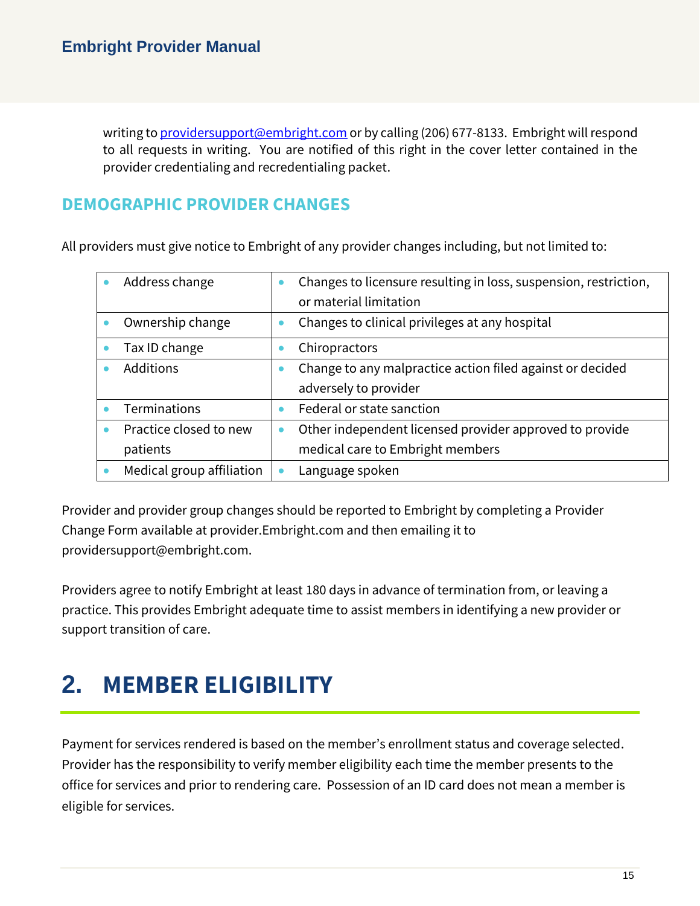writing to providersupport@embright.com or by calling (206) 677-8133. Embright will respond to all requests in writing. You are notified of this right in the cover letter contained in the provider credentialing and recredentialing packet.

## DEMOGRAPHIC PROVIDER CHANGES

All providers must give notice to Embright of any provider changes including, but not limited to:

| | |
|---|---|
| • Address change | • Changes to licensure resulting in loss, suspension, restriction, or material limitation |
| • Ownership change | • Changes to clinical privileges at any hospital |
| • Tax ID change | • Chiropractors |
| • Additions | • Change to any malpractice action filed against or decided adversely to provider |
| • Terminations | • Federal or state sanction |
| • Practice closed to new patients | • Other independent licensed provider approved to provide medical care to Embright members |
| • Medical group affiliation | • Language spoken |

Provider and provider group changes should be reported to Embright by completing a Provider Change Form available at provider.Embright.com and then emailing it to providersupport@embright.com.

Providers agree to notify Embright at least 180 days in advance of termination from, or leaving a practice. This provides Embright adequate time to assist members in identifying a new provider or support transition of care.

# 2. MEMBER ELIGIBILITY

Payment for services rendered is based on the member's enrollment status and coverage selected. Provider has the responsibility to verify member eligibility each time the member presents to the office for services and prior to rendering care. Possession of an ID card does not mean a member is eligible for services.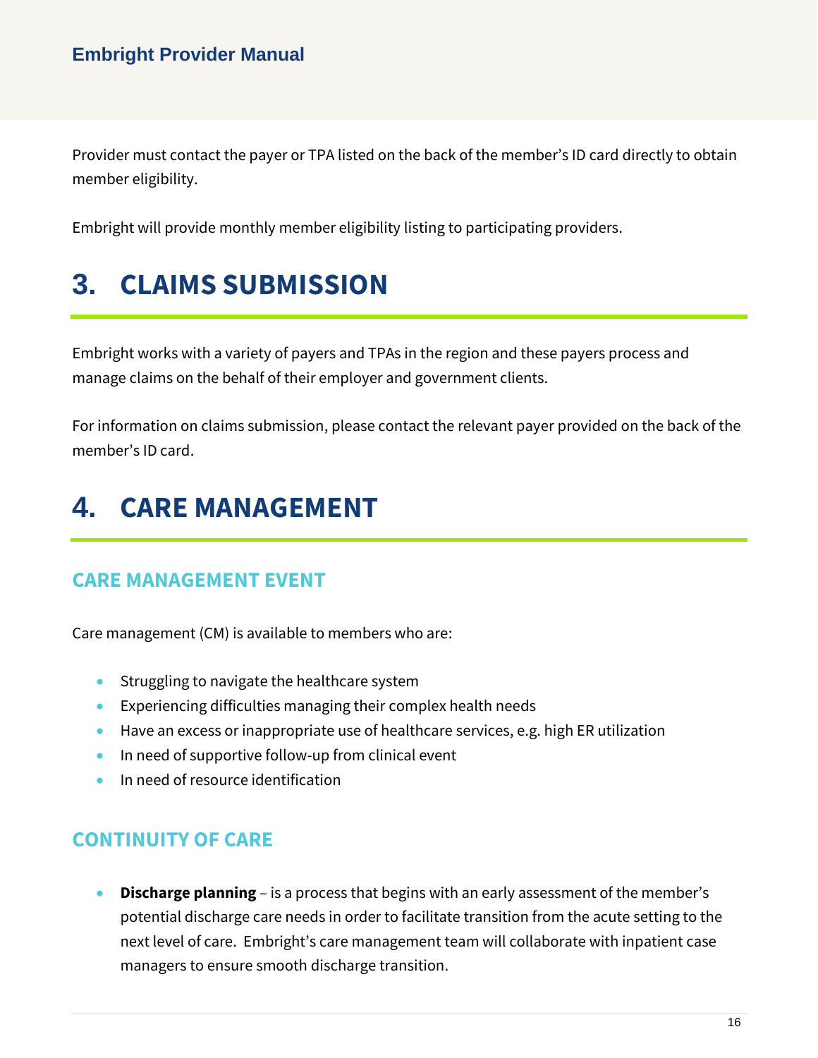Provider must contact the payer or TPA listed on the back of the member's ID card directly to obtain member eligibility.

Embright will provide monthly member eligibility listing to participating providers.

# 3. CLAIMS SUBMISSION

Embright works with a variety of payers and TPAs in the region and these payers process and manage claims on the behalf of their employer and government clients.

For information on claims submission, please contact the relevant payer provided on the back of the member's ID card.

# 4. CARE MANAGEMENT

## CARE MANAGEMENT EVENT

Care management (CM) is available to members who are:

- Struggling to navigate the healthcare system
- Experiencing difficulties managing their complex health needs
- Have an excess or inappropriate use of healthcare services, e.g. high ER utilization
- In need of supportive follow-up from clinical event
- In need of resource identification

## CONTINUITY OF CARE

- **Discharge planning** – is a process that begins with an early assessment of the member's potential discharge care needs in order to facilitate transition from the acute setting to the next level of care. Embright's care management team will collaborate with inpatient case managers to ensure smooth discharge transition.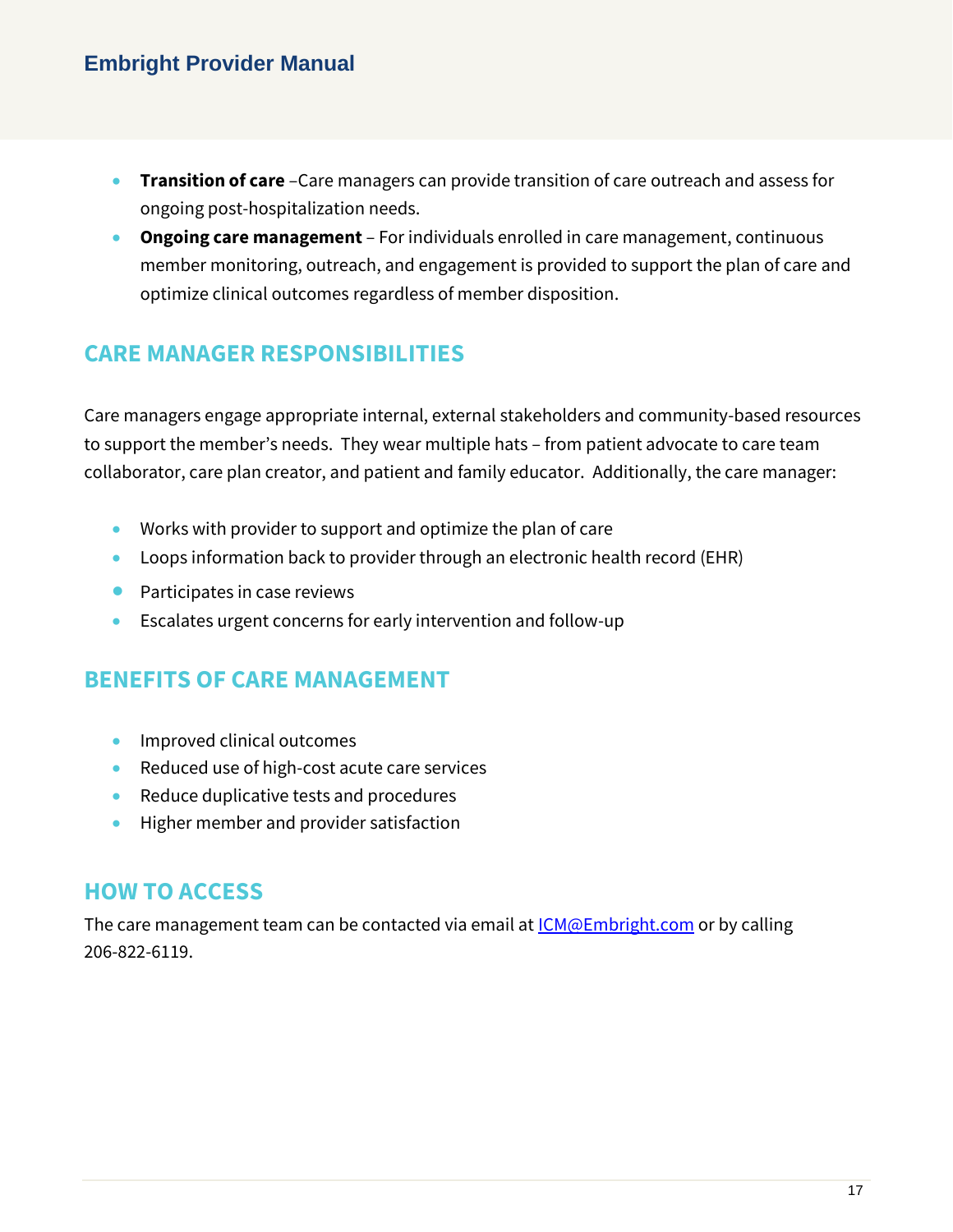- **Transition of care** –Care managers can provide transition of care outreach and assess for ongoing post-hospitalization needs.
- **Ongoing care management** – For individuals enrolled in care management, continuous member monitoring, outreach, and engagement is provided to support the plan of care and optimize clinical outcomes regardless of member disposition.

## CARE MANAGER RESPONSIBILITIES

Care managers engage appropriate internal, external stakeholders and community-based resources to support the member's needs. They wear multiple hats – from patient advocate to care team collaborator, care plan creator, and patient and family educator. Additionally, the care manager:

- Works with provider to support and optimize the plan of care
- Loops information back to provider through an electronic health record (EHR)
- Participates in case reviews
- Escalates urgent concerns for early intervention and follow-up

## BENEFITS OF CARE MANAGEMENT

- Improved clinical outcomes
- Reduced use of high-cost acute care services
- Reduce duplicative tests and procedures
- Higher member and provider satisfaction

## HOW TO ACCESS

The care management team can be contacted via email at ICM@Embright.com or by calling 206-822-6119.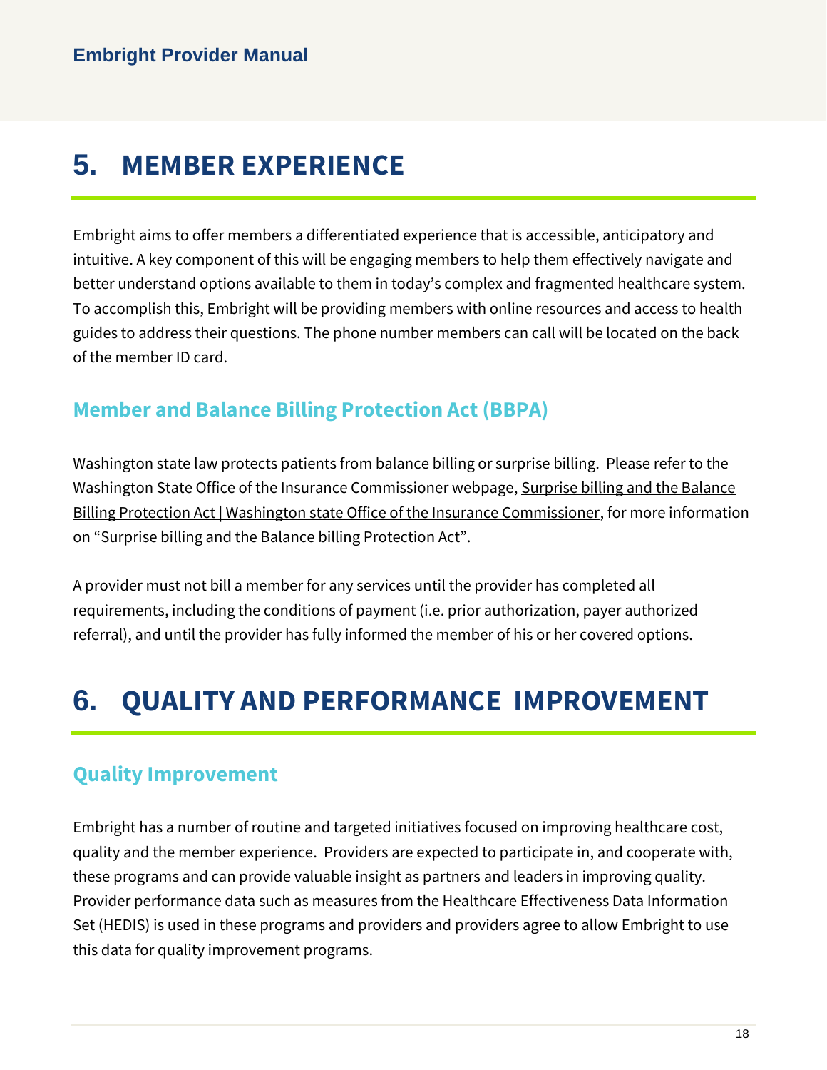# 5. MEMBER EXPERIENCE

Embright aims to offer members a differentiated experience that is accessible, anticipatory and intuitive. A key component of this will be engaging members to help them effectively navigate and better understand options available to them in today's complex and fragmented healthcare system. To accomplish this, Embright will be providing members with online resources and access to health guides to address their questions. The phone number members can call will be located on the back of the member ID card.

## Member and Balance Billing Protection Act (BBPA)

Washington state law protects patients from balance billing or surprise billing. Please refer to the Washington State Office of the Insurance Commissioner webpage, Surprise billing and the Balance Billing Protection Act | Washington state Office of the Insurance Commissioner, for more information on "Surprise billing and the Balance billing Protection Act".

A provider must not bill a member for any services until the provider has completed all requirements, including the conditions of payment (i.e. prior authorization, payer authorized referral), and until the provider has fully informed the member of his or her covered options.

# 6. QUALITY AND PERFORMANCE IMPROVEMENT

## Quality Improvement

Embright has a number of routine and targeted initiatives focused on improving healthcare cost, quality and the member experience. Providers are expected to participate in, and cooperate with, these programs and can provide valuable insight as partners and leaders in improving quality. Provider performance data such as measures from the Healthcare Effectiveness Data Information Set (HEDIS) is used in these programs and providers and providers agree to allow Embright to use this data for quality improvement programs.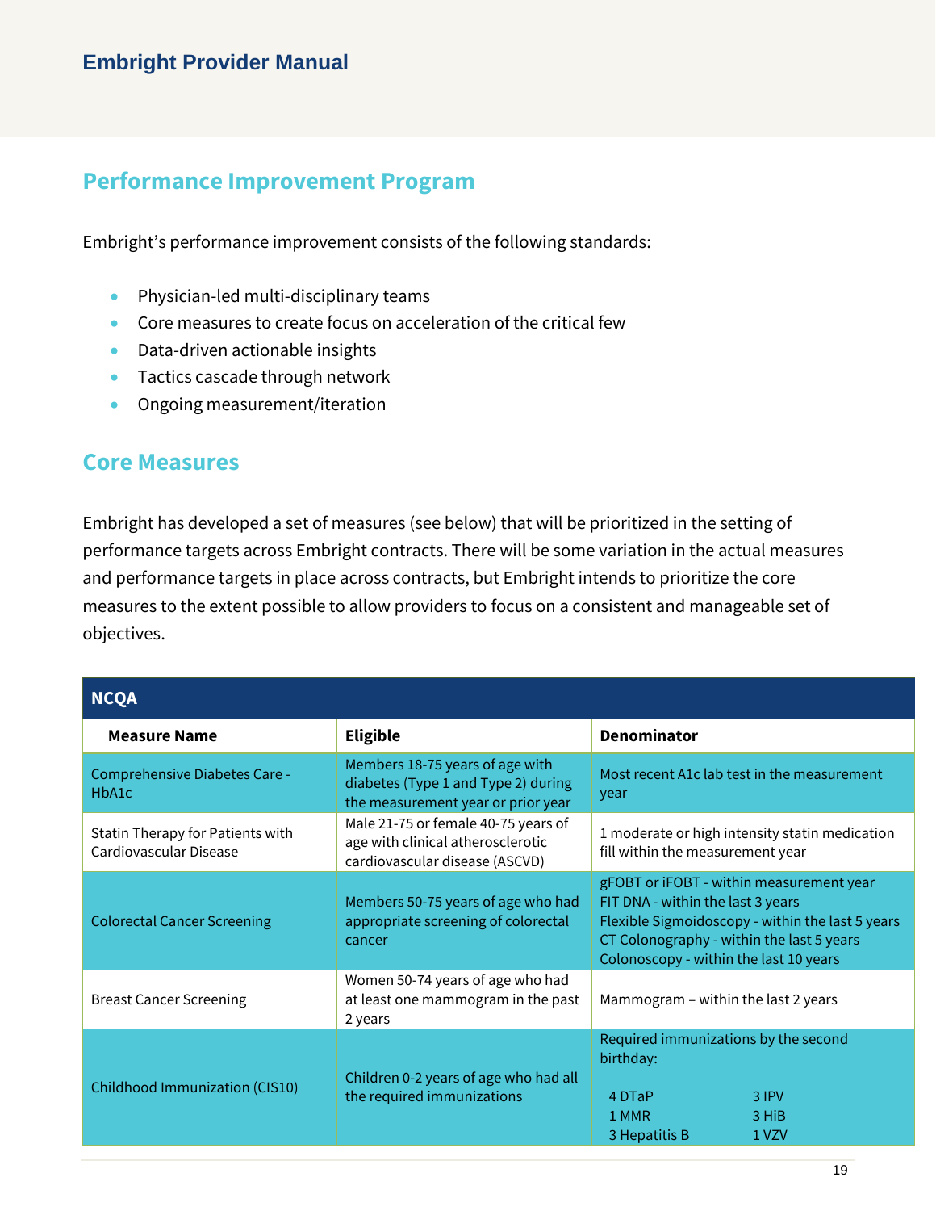## Performance Improvement Program

Embright's performance improvement consists of the following standards:

- Physician-led multi-disciplinary teams
- Core measures to create focus on acceleration of the critical few
- Data-driven actionable insights
- Tactics cascade through network
- Ongoing measurement/iteration

## Core Measures

Embright has developed a set of measures (see below) that will be prioritized in the setting of performance targets across Embright contracts. There will be some variation in the actual measures and performance targets in place across contracts, but Embright intends to prioritize the core measures to the extent possible to allow providers to focus on a consistent and manageable set of objectives.

| NCQA | | |
|---|---|---|
| **Measure Name** | **Eligible** | **Denominator** |
| Comprehensive Diabetes Care - HbA1c | Members 18-75 years of age with diabetes (Type 1 and Type 2) during the measurement year or prior year | Most recent A1c lab test in the measurement year |
| Statin Therapy for Patients with Cardiovascular Disease | Male 21-75 or female 40-75 years of age with clinical atherosclerotic cardiovascular disease (ASCVD) | 1 moderate or high intensity statin medication fill within the measurement year |
| Colorectal Cancer Screening | Members 50-75 years of age who had appropriate screening of colorectal cancer | gFOBT or iFOBT - within measurement year<br>FIT DNA - within the last 3 years<br>Flexible Sigmoidoscopy - within the last 5 years<br>CT Colonography - within the last 5 years<br>Colonoscopy - within the last 10 years |
| Breast Cancer Screening | Women 50-74 years of age who had at least one mammogram in the past 2 years | Mammogram – within the last 2 years |
| Childhood Immunization (CIS10) | Children 0-2 years of age who had all the required immunizations | Required immunizations by the second birthday:<br>4 DTaP, 3 IPV<br>1 MMR, 3 HiB<br>3 Hepatitis B, 1 VZV |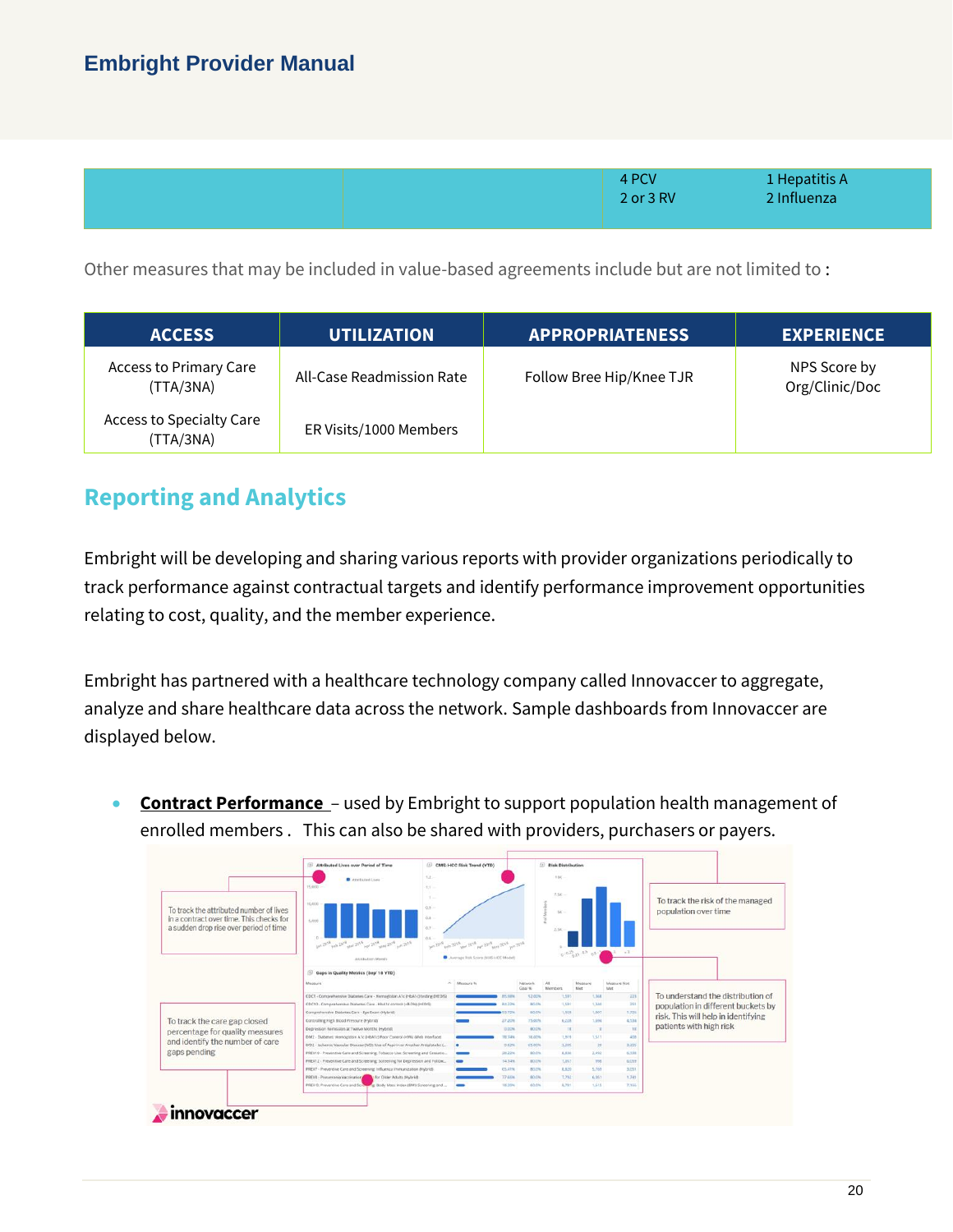| | | |
|---|---|---|
| | 4 PCV<br>2 or 3 RV | 1 Hepatitis A<br>2 Influenza |

Other measures that may be included in value-based agreements include but are not limited to :

| ACCESS | UTILIZATION | APPROPRIATENESS | EXPERIENCE |
|---|---|---|---|
| Access to Primary Care (TTA/3NA) | All-Case Readmission Rate | Follow Bree Hip/Knee TJR | NPS Score by Org/Clinic/Doc |
| Access to Specialty Care (TTA/3NA) | ER Visits/1000 Members | | |

## Reporting and Analytics

Embright will be developing and sharing various reports with provider organizations periodically to track performance against contractual targets and identify performance improvement opportunities relating to cost, quality, and the member experience.

Embright has partnered with a healthcare technology company called Innovaccer to aggregate, analyze and share healthcare data across the network. Sample dashboards from Innovaccer are displayed below.

- **Contract Performance** – used by Embright to support population health management of enrolled members . This can also be shared with providers, purchasers or payers.

To track the attributed number of lives in a contract over time. This checks for a sudden drop rise over period of time

To track the care gap closed percentage for quality measures and identify the number of care gaps pending

To track the risk of the managed population over time

To understand the distribution of population in different buckets by risk. This will help in identifying patients with high risk

innovaccer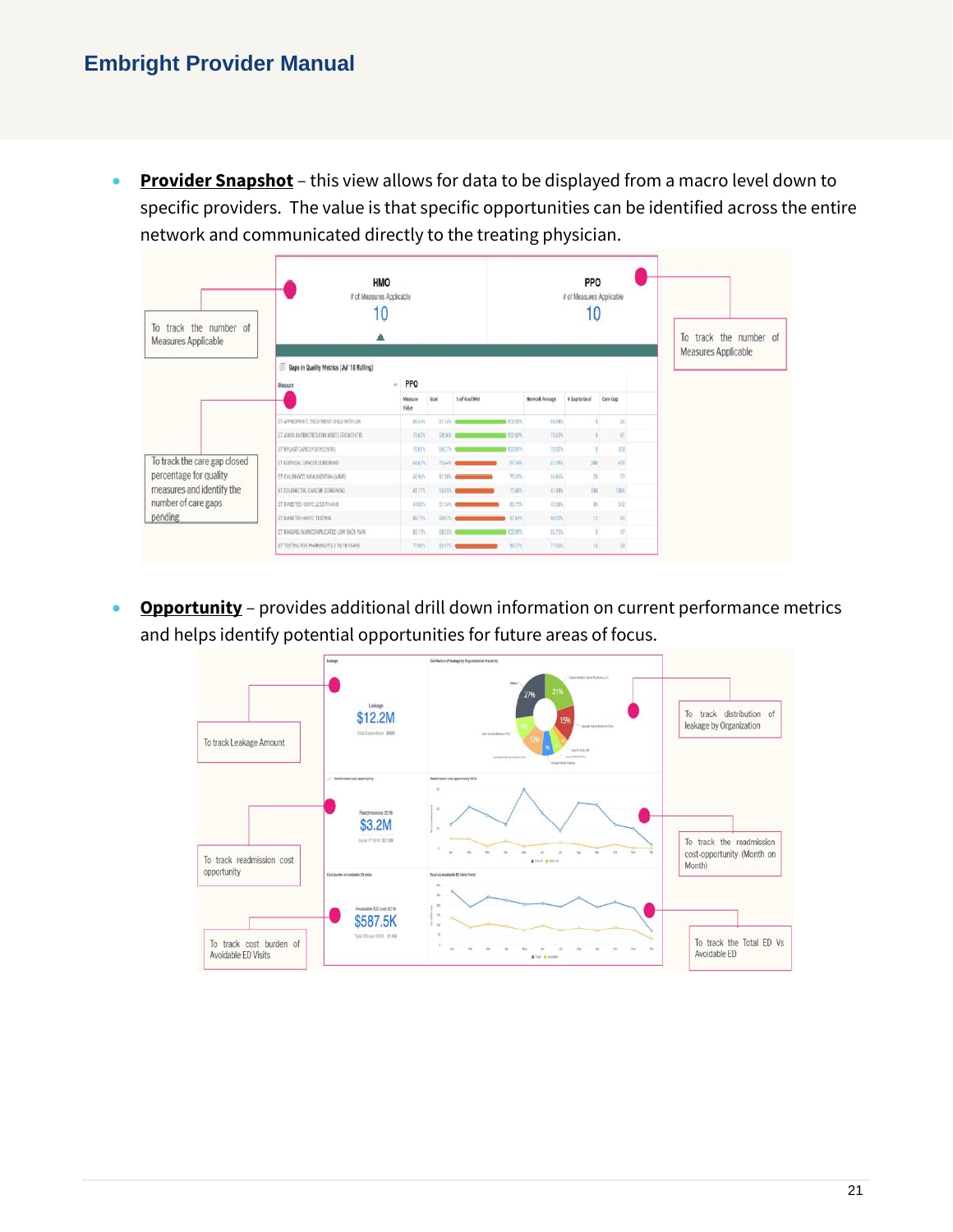- **Provider Snapshot** – this view allows for data to be displayed from a macro level down to specific providers. The value is that specific opportunities can be identified across the entire network and communicated directly to the treating physician.

To track the number of Measures Applicable

HMO
# of Measures Applicable
10

PPO
# of Measures Applicable
10

To track the number of Measures Applicable

Gaps in Quality Metrics (Jul' 18 Rolling)

To track the care gap closed percentage for quality measures and identify the number of care gaps pending

- **Opportunity** – provides additional drill down information on current performance metrics and helps identify potential opportunities for future areas of focus.

To track Leakage Amount

Leakage
$12.2M

To track distribution of leakage by Organization

To track readmission cost opportunity

Readmissions 2018
$3.2M

To track the readmission cost-opportunity (Month on Month)

To track cost burden of Avoidable ED Visits

Avoidable ED cost 2018
$587.5K

To track the Total ED Vs Avoidable ED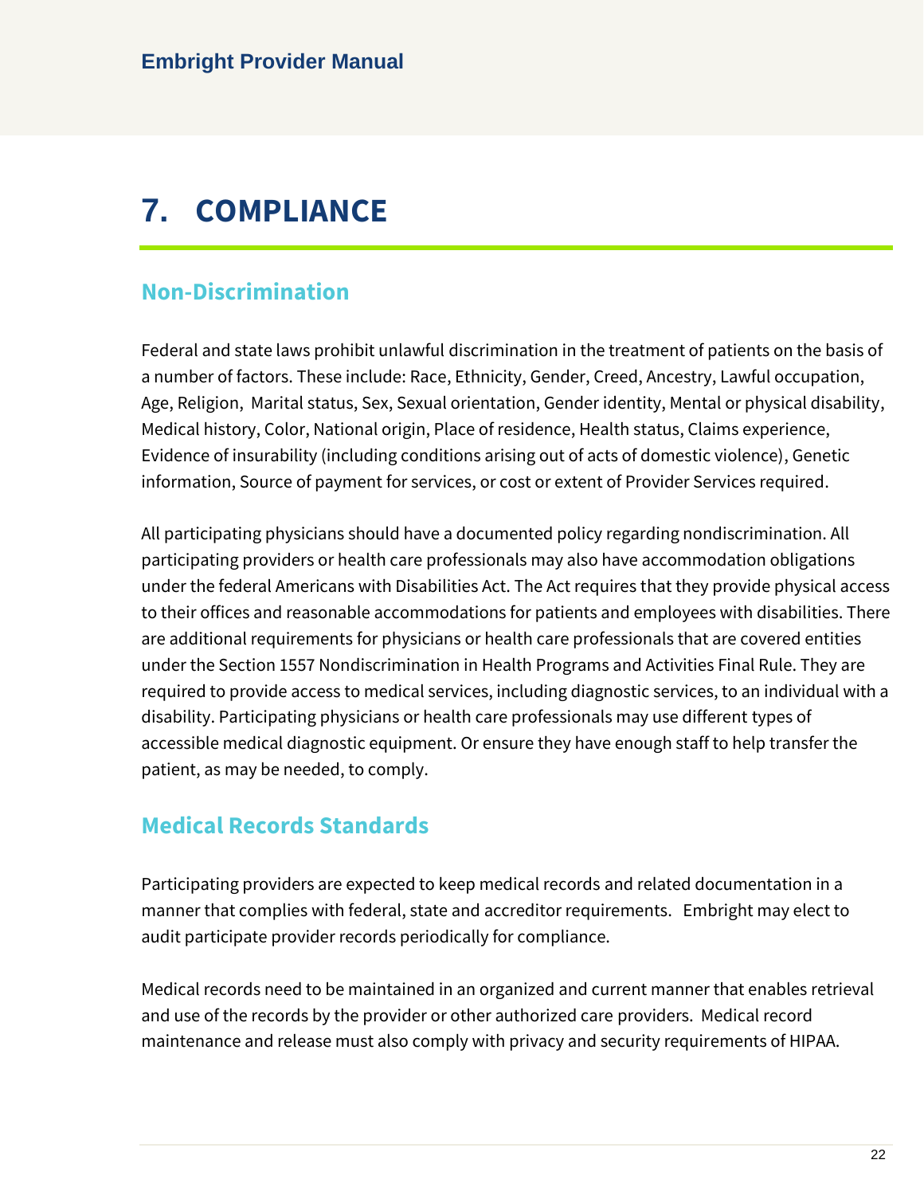# 7. COMPLIANCE

## Non-Discrimination

Federal and state laws prohibit unlawful discrimination in the treatment of patients on the basis of a number of factors. These include: Race, Ethnicity, Gender, Creed, Ancestry, Lawful occupation, Age, Religion, Marital status, Sex, Sexual orientation, Gender identity, Mental or physical disability, Medical history, Color, National origin, Place of residence, Health status, Claims experience, Evidence of insurability (including conditions arising out of acts of domestic violence), Genetic information, Source of payment for services, or cost or extent of Provider Services required.

All participating physicians should have a documented policy regarding nondiscrimination. All participating providers or health care professionals may also have accommodation obligations under the federal Americans with Disabilities Act. The Act requires that they provide physical access to their offices and reasonable accommodations for patients and employees with disabilities. There are additional requirements for physicians or health care professionals that are covered entities under the Section 1557 Nondiscrimination in Health Programs and Activities Final Rule. They are required to provide access to medical services, including diagnostic services, to an individual with a disability. Participating physicians or health care professionals may use different types of accessible medical diagnostic equipment. Or ensure they have enough staff to help transfer the patient, as may be needed, to comply.

## Medical Records Standards

Participating providers are expected to keep medical records and related documentation in a manner that complies with federal, state and accreditor requirements. Embright may elect to audit participate provider records periodically for compliance.

Medical records need to be maintained in an organized and current manner that enables retrieval and use of the records by the provider or other authorized care providers. Medical record maintenance and release must also comply with privacy and security requirements of HIPAA.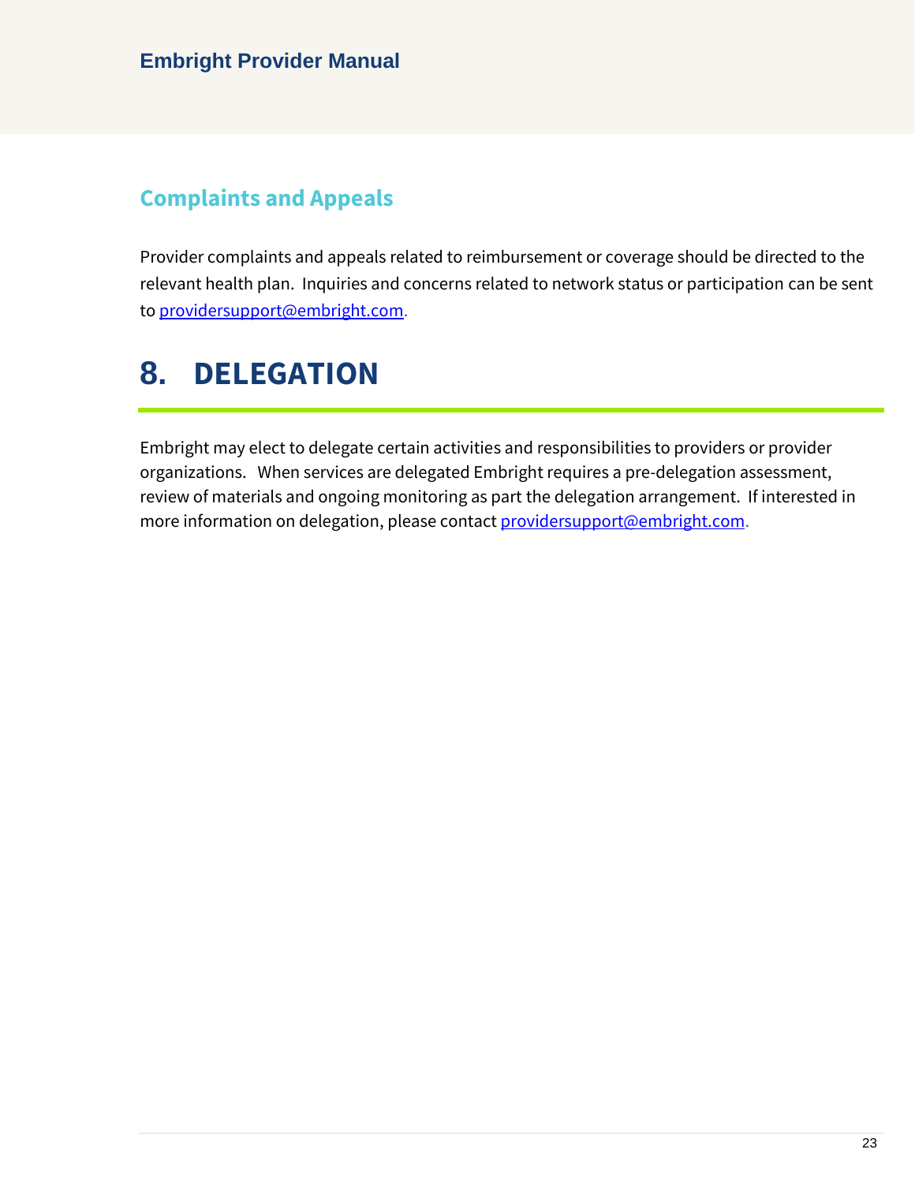## Complaints and Appeals

Provider complaints and appeals related to reimbursement or coverage should be directed to the relevant health plan.  Inquiries and concerns related to network status or participation can be sent to providersupport@embright.com.

# 8. DELEGATION

Embright may elect to delegate certain activities and responsibilities to providers or provider organizations.   When services are delegated Embright requires a pre-delegation assessment, review of materials and ongoing monitoring as part the delegation arrangement.  If interested in more information on delegation, please contact providersupport@embright.com.